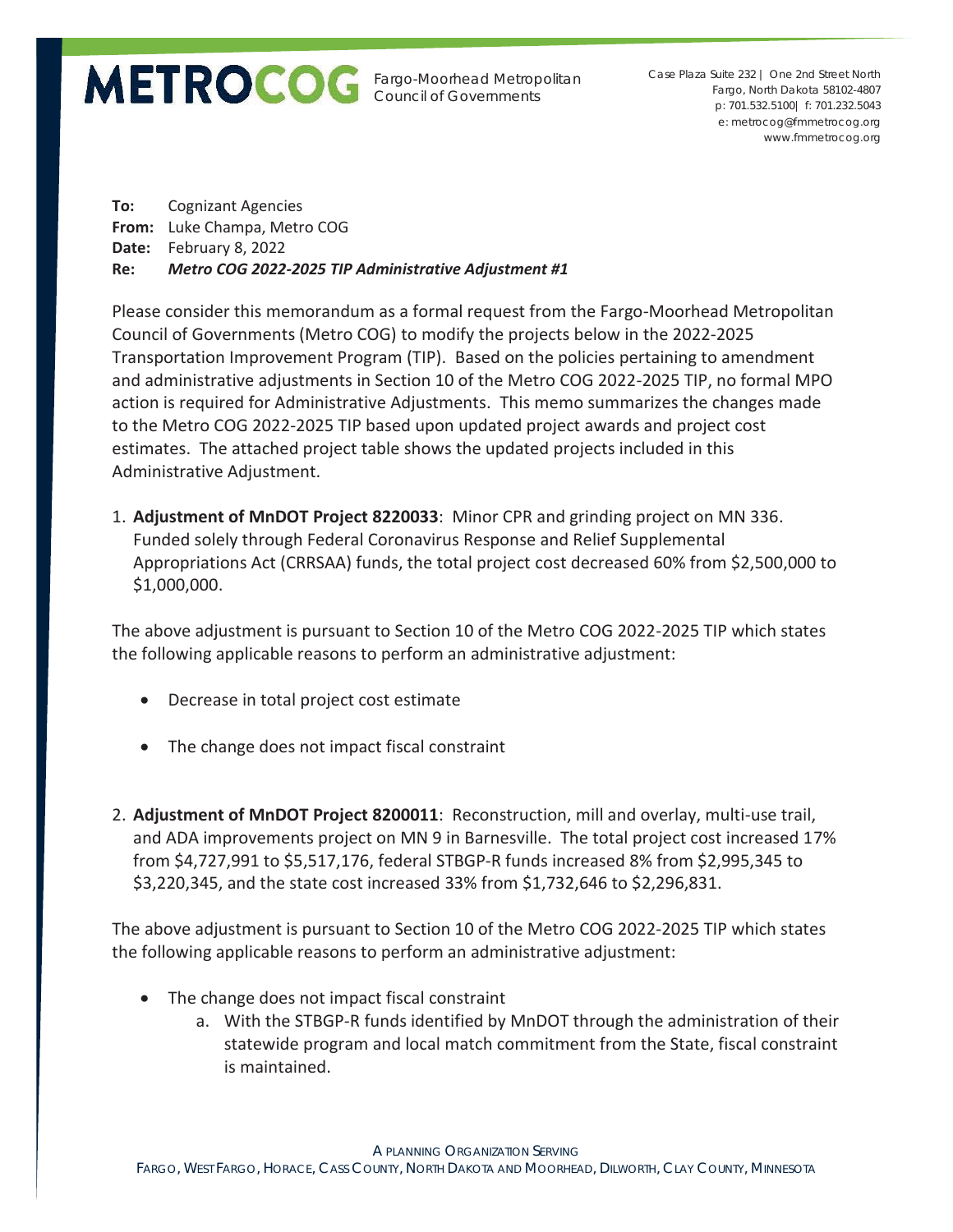**METROCOG** Fargo-Moorhead Metropolitan Council of Governments

Case Plaza Suite 232 | One 2nd Street North
Fargo, North Dakota 58102-4807
p: 701.532.5100| f: 701.232.5043
e: metrocog@fmmetrocog.org
www.fmmetrocog.org

**To:** Cognizant Agencies
**From:** Luke Champa, Metro COG
**Date:** February 8, 2022
**Re:** ***Metro COG 2022-2025 TIP Administrative Adjustment #1***

Please consider this memorandum as a formal request from the Fargo-Moorhead Metropolitan Council of Governments (Metro COG) to modify the projects below in the 2022-2025 Transportation Improvement Program (TIP). Based on the policies pertaining to amendment and administrative adjustments in Section 10 of the Metro COG 2022-2025 TIP, no formal MPO action is required for Administrative Adjustments. This memo summarizes the changes made to the Metro COG 2022-2025 TIP based upon updated project awards and project cost estimates. The attached project table shows the updated projects included in this Administrative Adjustment.

1. **Adjustment of MnDOT Project 8220033**: Minor CPR and grinding project on MN 336. Funded solely through Federal Coronavirus Response and Relief Supplemental Appropriations Act (CRRSAA) funds, the total project cost decreased 60% from $2,500,000 to $1,000,000.

The above adjustment is pursuant to Section 10 of the Metro COG 2022-2025 TIP which states the following applicable reasons to perform an administrative adjustment:

- Decrease in total project cost estimate
- The change does not impact fiscal constraint

2. **Adjustment of MnDOT Project 8200011**: Reconstruction, mill and overlay, multi-use trail, and ADA improvements project on MN 9 in Barnesville. The total project cost increased 17% from $4,727,991 to $5,517,176, federal STBGP-R funds increased 8% from $2,995,345 to $3,220,345, and the state cost increased 33% from $1,732,646 to $2,296,831.

The above adjustment is pursuant to Section 10 of the Metro COG 2022-2025 TIP which states the following applicable reasons to perform an administrative adjustment:

- The change does not impact fiscal constraint
    a. With the STBGP-R funds identified by MnDOT through the administration of their statewide program and local match commitment from the State, fiscal constraint is maintained.

A PLANNING ORGANIZATION SERVING
FARGO, WEST FARGO, HORACE, CASS COUNTY, NORTH DAKOTA AND MOORHEAD, DILWORTH, CLAY COUNTY, MINNESOTA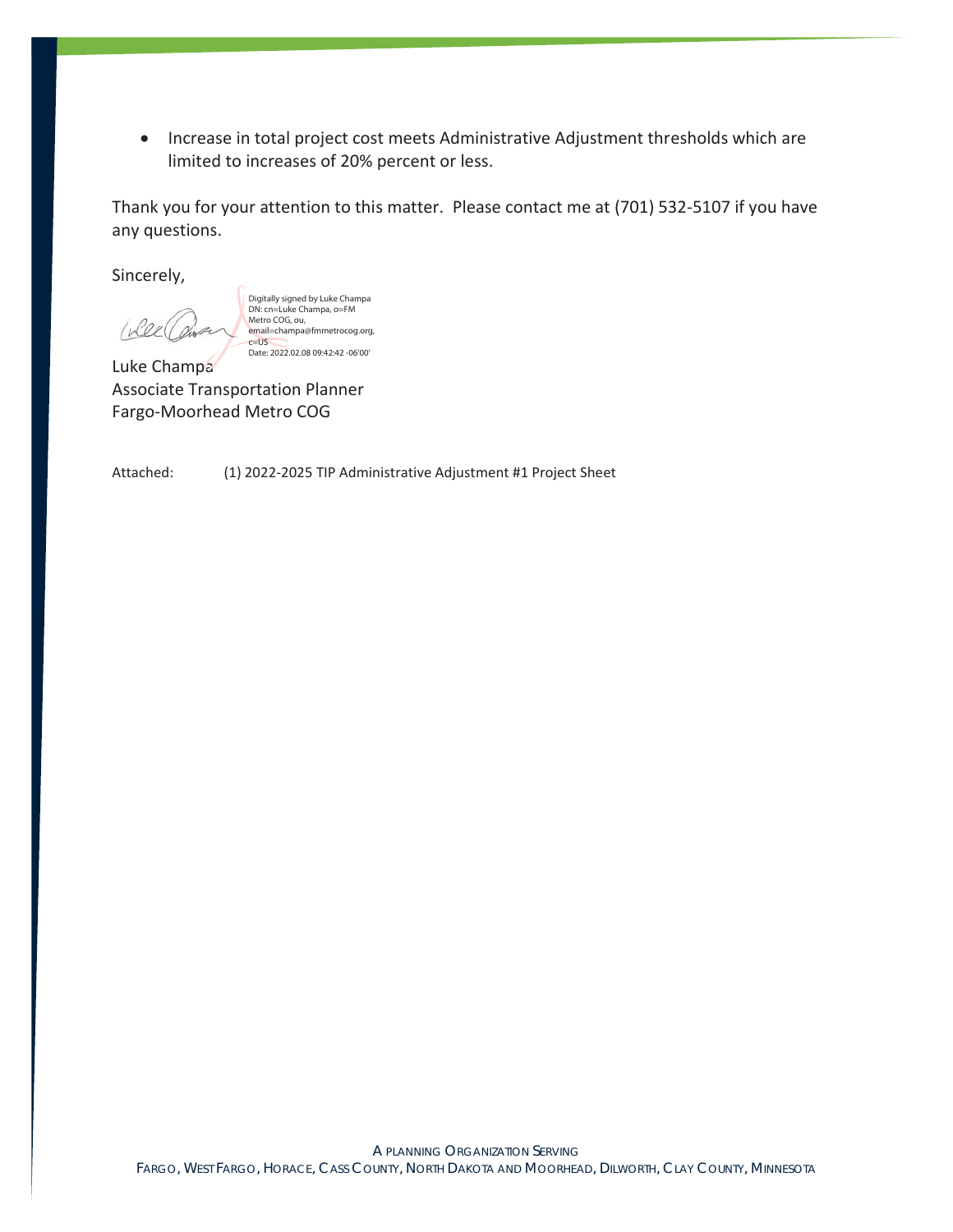- Increase in total project cost meets Administrative Adjustment thresholds which are limited to increases of 20% percent or less.

Thank you for your attention to this matter. Please contact me at (701) 532-5107 if you have any questions.

Sincerely,

Digitally signed by Luke Champa
DN: cn=Luke Champa, o=FM Metro COG, ou, email=champa@fmmetrocog.org, c=US
Date: 2022.02.08 09:42:42 -06'00'

Luke Champa
Associate Transportation Planner
Fargo-Moorhead Metro COG

Attached: (1) 2022-2025 TIP Administrative Adjustment #1 Project Sheet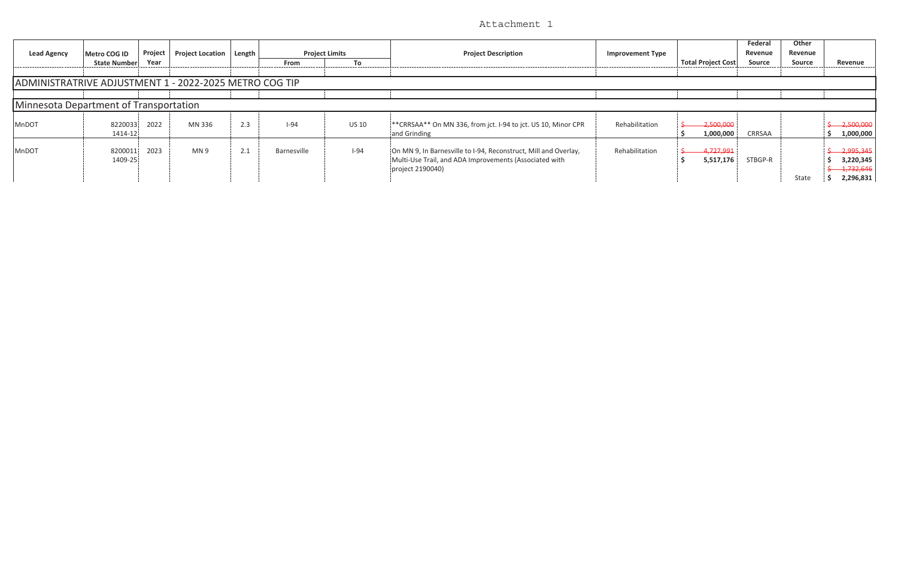Attachment 1

| Lead Agency | Metro COG ID / State Number | Project Year | Project Location | Length | Project Limits From | Project Limits To | Project Description | Improvement Type | Total Project Cost | Federal Revenue Source | Other Revenue Source | Revenue |
|---|---|---|---|---|---|---|---|---|---|---|---|---|
| **ADMINISTRATRIVE ADJUSTMENT 1 - 2022-2025 METRO COG TIP** | | | | | | | | | | | | |
| **Minnesota Department of Transportation** | | | | | | | | | | | | |
| MnDOT | 8220033 / 1414-12 | 2022 | MN 336 | 2.3 | I-94 | US 10 | **CRRSAA** On MN 336, from jct. I-94 to jct. US 10, Minor CPR and Grinding | Rehabilitation | ~~$ 2,500,000~~ / **$ 1,000,000** | CRRSAA | | ~~$ 2,500,000~~ / **$ 1,000,000** |
| MnDOT | 8200011 / 1409-25 | 2023 | MN 9 | 2.1 | Barnesville | I-94 | On MN 9, In Barnesville to I-94, Reconstruct, Mill and Overlay, Multi-Use Trail, and ADA Improvements (Associated with project 2190040) | Rehabilitation | ~~$ 4,727,991~~ / **$ 5,517,176** | STBGP-R | | ~~$ 2,995,345~~ / **$ 3,220,345** |
| | | | | | | | | | | | State | ~~$ 1,732,646~~ / **$ 2,296,831** |